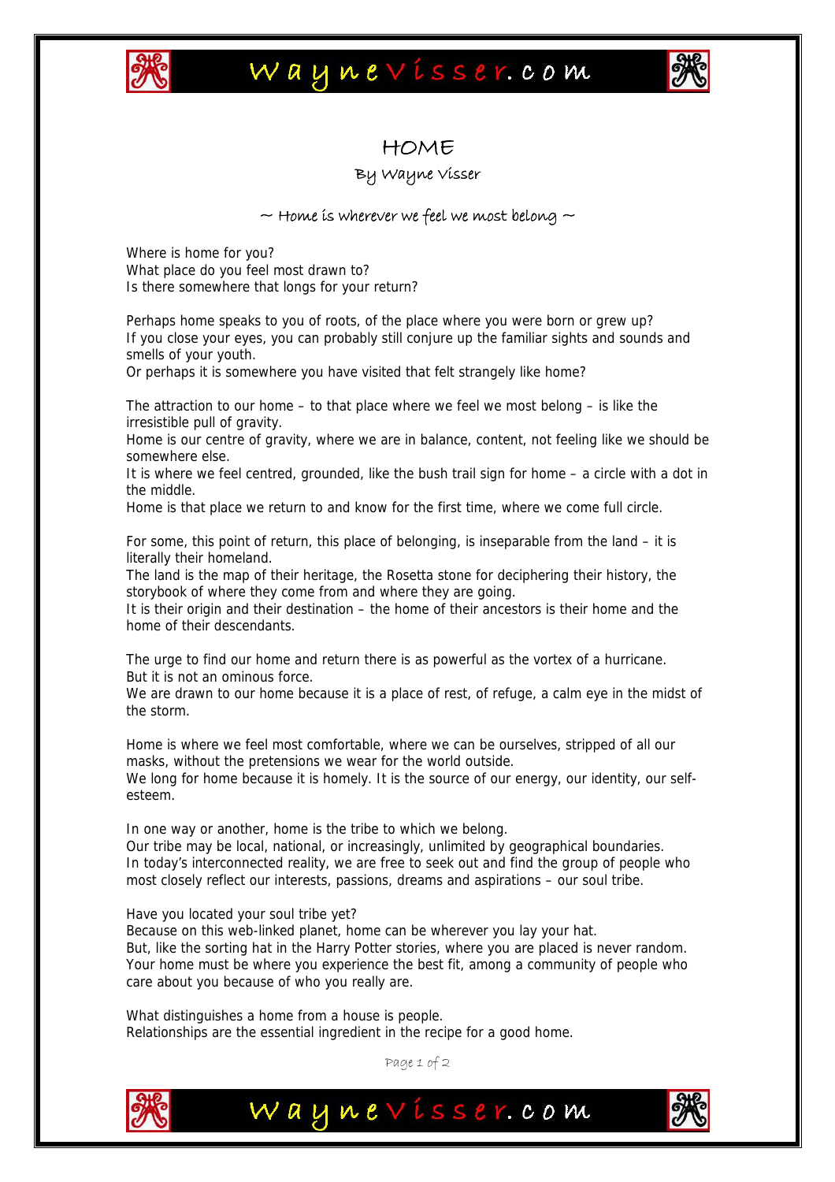# HOME

By Wayne Visser

~ Home is wherever we feel we most belong ~

Where is home for you?
What place do you feel most drawn to?
Is there somewhere that longs for your return?

Perhaps home speaks to you of roots, of the place where you were born or grew up?
If you close your eyes, you can probably still conjure up the familiar sights and sounds and smells of your youth.
Or perhaps it is somewhere you have visited that felt strangely like home?

The attraction to our home – to that place where we feel we most belong – is like the irresistible pull of gravity.
Home is our centre of gravity, where we are in balance, content, not feeling like we should be somewhere else.
It is where we feel centred, grounded, like the bush trail sign for home – a circle with a dot in the middle.
Home is that place we return to and know for the first time, where we come full circle.

For some, this point of return, this place of belonging, is inseparable from the land – it is literally their homeland.
The land is the map of their heritage, the Rosetta stone for deciphering their history, the storybook of where they come from and where they are going.
It is their origin and their destination – the home of their ancestors is their home and the home of their descendants.

The urge to find our home and return there is as powerful as the vortex of a hurricane.
But it is not an ominous force.
We are drawn to our home because it is a place of rest, of refuge, a calm eye in the midst of the storm.

Home is where we feel most comfortable, where we can be ourselves, stripped of all our masks, without the pretensions we wear for the world outside.
We long for home because it is homely. It is the source of our energy, our identity, our self-esteem.

In one way or another, home is the tribe to which we belong.
Our tribe may be local, national, or increasingly, unlimited by geographical boundaries.
In today's interconnected reality, we are free to seek out and find the group of people who most closely reflect our interests, passions, dreams and aspirations – our soul tribe.

Have you located your soul tribe yet?
Because on this web-linked planet, home can be wherever you lay your hat.
But, like the sorting hat in the Harry Potter stories, where you are placed is never random.
Your home must be where you experience the best fit, among a community of people who care about you because of who you really are.

What distinguishes a home from a house is people.
Relationships are the essential ingredient in the recipe for a good home.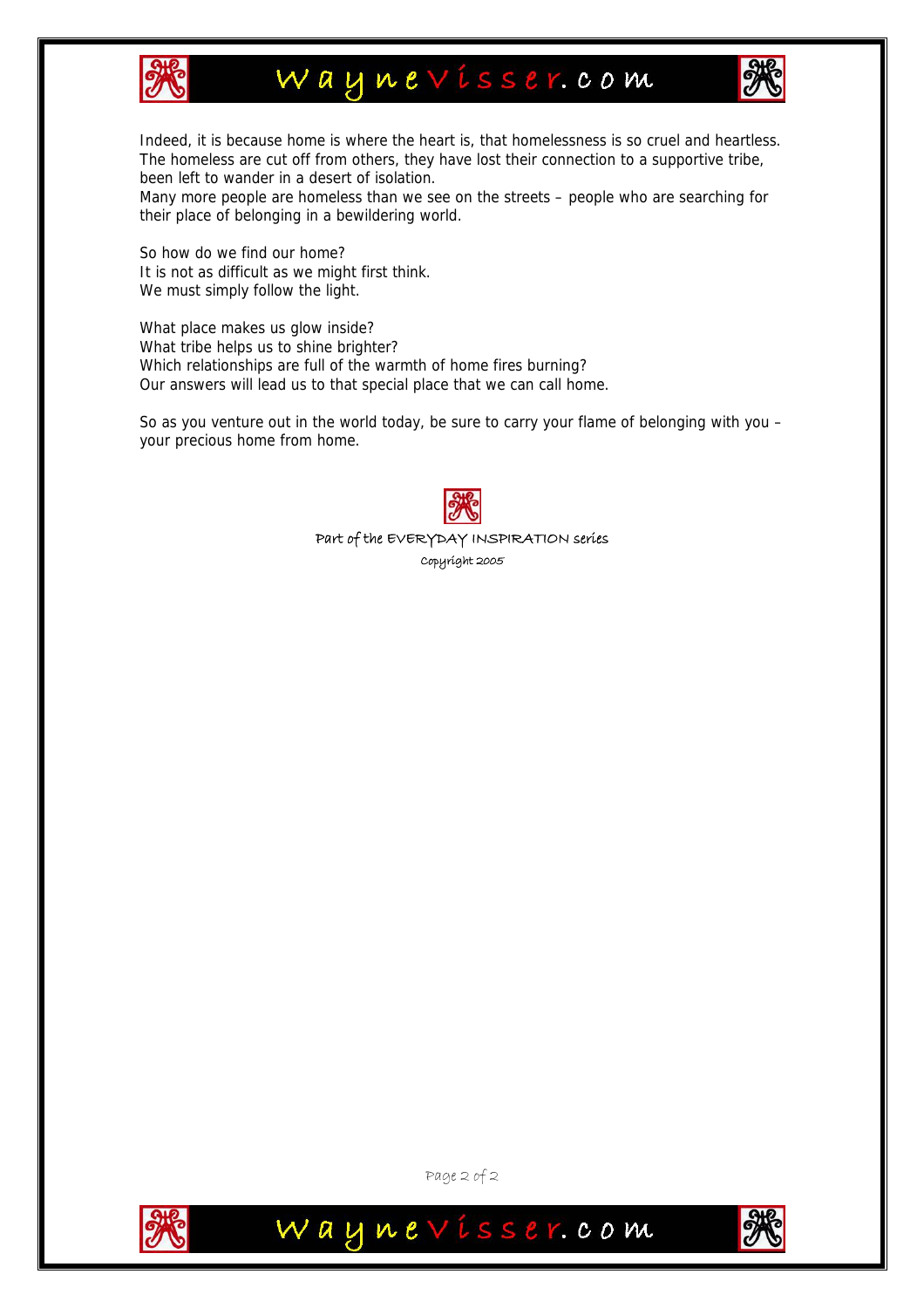Indeed, it is because home is where the heart is, that homelessness is so cruel and heartless. The homeless are cut off from others, they have lost their connection to a supportive tribe, been left to wander in a desert of isolation.
Many more people are homeless than we see on the streets – people who are searching for their place of belonging in a bewildering world.

So how do we find our home?
It is not as difficult as we might first think.
We must simply follow the light.

What place makes us glow inside?
What tribe helps us to shine brighter?
Which relationships are full of the warmth of home fires burning?
Our answers will lead us to that special place that we can call home.

So as you venture out in the world today, be sure to carry your flame of belonging with you – your precious home from home.

Part of the EVERYDAY INSPIRATION series
Copyright 2005